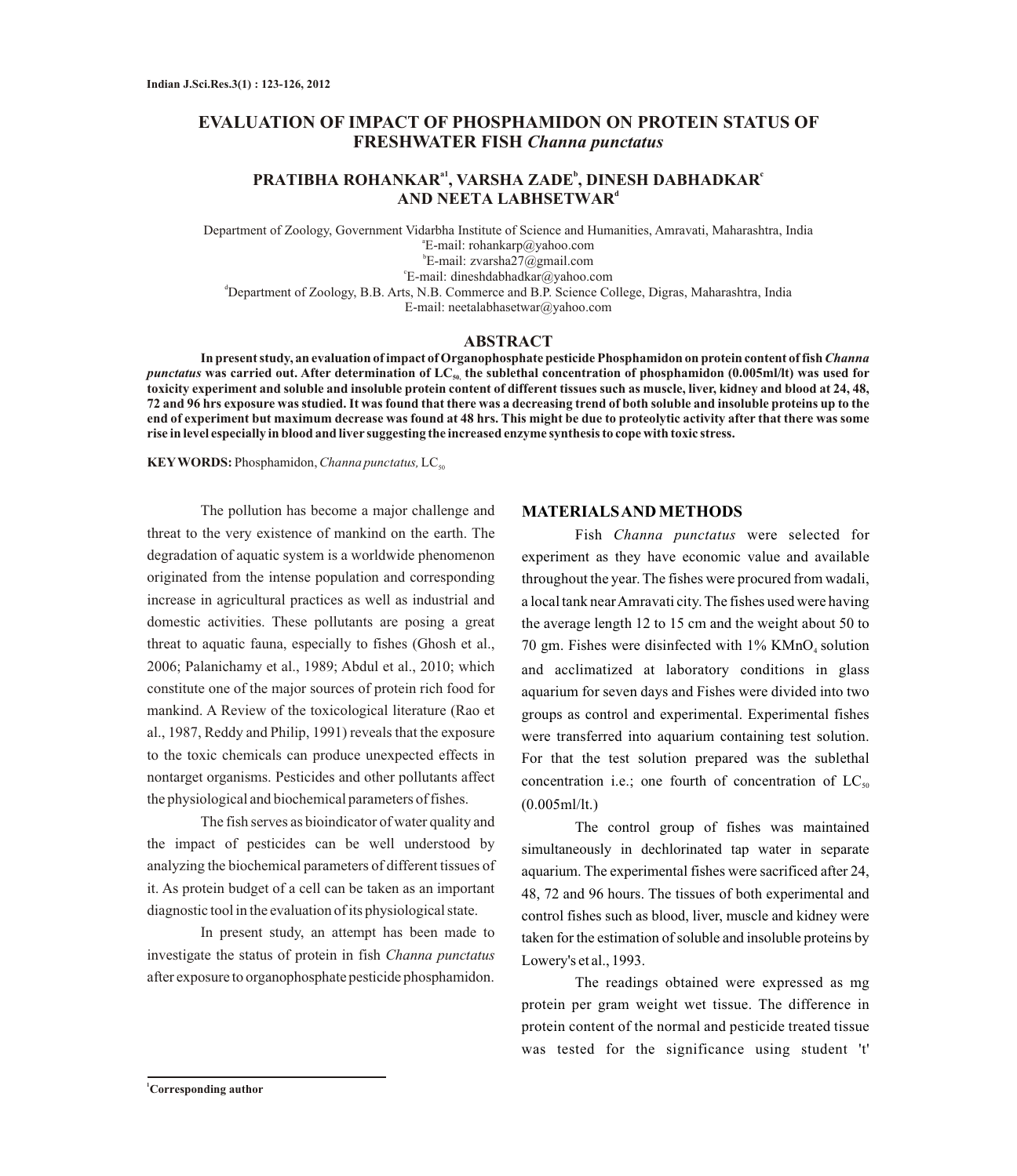# EVALUATION OF IMPACT OF PHOSPHAMIDON ON PROTEIN STATUS OF FRESHWATER FISH *Channa punctatus*

**PRATIBHA ROHANKAR[a1], VARSHA ZADE[b], DINESH DABHADKAR[c] AND NEETA LABHSETWAR[d]**

Department of Zoology, Government Vidarbha Institute of Science and Humanities, Amravati, Maharashtra, India
[a]E-mail: rohankarp@yahoo.com
[b]E-mail: zvarsha27@gmail.com
[c]E-mail: dineshdabhadkar@yahoo.com
[d]Department of Zoology, B.B. Arts, N.B. Commerce and B.P. Science College, Digras, Maharashtra, India
E-mail: neetalabhasetwar@yahoo.com

## ABSTRACT

**In present study, an evaluation of impact of Organophosphate pesticide Phosphamidon on protein content of fish *Channa punctatus* was carried out. After determination of $LC_{50}$, the sublethal concentration of phosphamidon (0.005ml/lt) was used for toxicity experiment and soluble and insoluble protein content of different tissues such as muscle, liver, kidney and blood at 24, 48, 72 and 96 hrs exposure was studied. It was found that there was a decreasing trend of both soluble and insoluble proteins up to the end of experiment but maximum decrease was found at 48 hrs. This might be due to proteolytic activity after that there was some rise in level especially in blood and liver suggesting the increased enzyme synthesis to cope with toxic stress.**

**KEYWORDS:** Phosphamidon, *Channa punctatus,* $LC_{50}$

The pollution has become a major challenge and threat to the very existence of mankind on the earth. The degradation of aquatic system is a worldwide phenomenon originated from the intense population and corresponding increase in agricultural practices as well as industrial and domestic activities. These pollutants are posing a great threat to aquatic fauna, especially to fishes (Ghosh et al., 2006; Palanichamy et al., 1989; Abdul et al., 2010; which constitute one of the major sources of protein rich food for mankind. A Review of the toxicological literature (Rao et al., 1987, Reddy and Philip, 1991) reveals that the exposure to the toxic chemicals can produce unexpected effects in nontarget organisms. Pesticides and other pollutants affect the physiological and biochemical parameters of fishes.

The fish serves as bioindicator of water quality and the impact of pesticides can be well understood by analyzing the biochemical parameters of different tissues of it. As protein budget of a cell can be taken as an important diagnostic tool in the evaluation of its physiological state.

In present study, an attempt has been made to investigate the status of protein in fish *Channa punctatus* after exposure to organophosphate pesticide phosphamidon.

## MATERIALS AND METHODS

Fish *Channa punctatus* were selected for experiment as they have economic value and available throughout the year. The fishes were procured from wadali, a local tank near Amravati city. The fishes used were having the average length 12 to 15 cm and the weight about 50 to 70 gm. Fishes were disinfected with 1% $KMnO_4$ solution and acclimatized at laboratory conditions in glass aquarium for seven days and Fishes were divided into two groups as control and experimental. Experimental fishes were transferred into aquarium containing test solution. For that the test solution prepared was the sublethal concentration i.e.; one fourth of concentration of $LC_{50}$ (0.005ml/lt.)

The control group of fishes was maintained simultaneously in dechlorinated tap water in separate aquarium. The experimental fishes were sacrificed after 24, 48, 72 and 96 hours. The tissues of both experimental and control fishes such as blood, liver, muscle and kidney were taken for the estimation of soluble and insoluble proteins by Lowery's et al., 1993.

The readings obtained were expressed as mg protein per gram weight wet tissue. The difference in protein content of the normal and pesticide treated tissue was tested for the significance using student 't'

[1]Corresponding author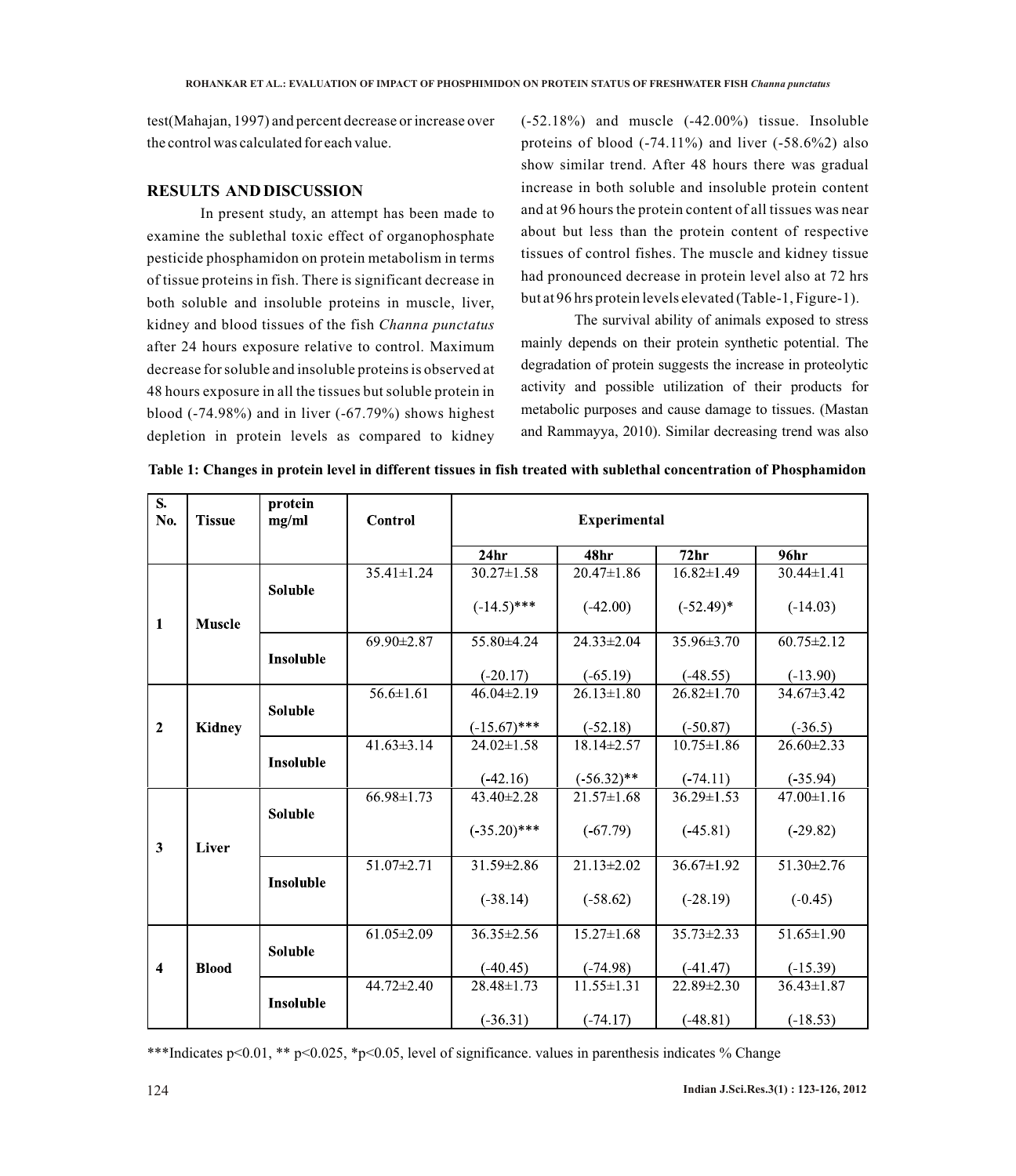test(Mahajan, 1997) and percent decrease or increase over the control was calculated for each value.

## RESULTS AND DISCUSSION

In present study, an attempt has been made to examine the sublethal toxic effect of organophosphate pesticide phosphamidon on protein metabolism in terms of tissue proteins in fish. There is significant decrease in both soluble and insoluble proteins in muscle, liver, kidney and blood tissues of the fish *Channa punctatus* after 24 hours exposure relative to control. Maximum decrease for soluble and insoluble proteins is observed at 48 hours exposure in all the tissues but soluble protein in blood (-74.98%) and in liver (-67.79%) shows highest depletion in protein levels as compared to kidney (-52.18%) and muscle (-42.00%) tissue. Insoluble proteins of blood (-74.11%) and liver (-58.6%2) also show similar trend. After 48 hours there was gradual increase in both soluble and insoluble protein content and at 96 hours the protein content of all tissues was near about but less than the protein content of respective tissues of control fishes. The muscle and kidney tissue had pronounced decrease in protein level also at 72 hrs but at 96 hrs protein levels elevated (Table-1, Figure-1).

The survival ability of animals exposed to stress mainly depends on their protein synthetic potential. The degradation of protein suggests the increase in proteolytic activity and possible utilization of their products for metabolic purposes and cause damage to tissues. (Mastan and Rammayya, 2010). Similar decreasing trend was also

**Table 1: Changes in protein level in different tissues in fish treated with sublethal concentration of Phosphamidon**

| S. No. | Tissue | protein mg/ml | Control | Experimental | | | |
|---|---|---|---|---|---|---|---|
| | | | | 24hr | 48hr | 72hr | 96hr |
| 1 | Muscle | Soluble | 35.41±1.24 | 30.27±1.58 (-14.5)*** | 20.47±1.86 (-42.00) | 16.82±1.49 (-52.49)* | 30.44±1.41 (-14.03) |
| | | Insoluble | 69.90±2.87 | 55.80±4.24 (-20.17) | 24.33±2.04 (-65.19) | 35.96±3.70 (-48.55) | 60.75±2.12 (-13.90) |
| 2 | Kidney | Soluble | 56.6±1.61 | 46.04±2.19 (-15.67)*** | 26.13±1.80 (-52.18) | 26.82±1.70 (-50.87) | 34.67±3.42 (-36.5) |
| | | Insoluble | 41.63±3.14 | 24.02±1.58 (-42.16) | 18.14±2.57 (-56.32)** | 10.75±1.86 (-74.11) | 26.60±2.33 (-35.94) |
| 3 | Liver | Soluble | 66.98±1.73 | 43.40±2.28 (-35.20)*** | 21.57±1.68 (-67.79) | 36.29±1.53 (-45.81) | 47.00±1.16 (-29.82) |
| | | Insoluble | 51.07±2.71 | 31.59±2.86 (-38.14) | 21.13±2.02 (-58.62) | 36.67±1.92 (-28.19) | 51.30±2.76 (-0.45) |
| 4 | Blood | Soluble | 61.05±2.09 | 36.35±2.56 (-40.45) | 15.27±1.68 (-74.98) | 35.73±2.33 (-41.47) | 51.65±1.90 (-15.39) |
| | | Insoluble | 44.72±2.40 | 28.48±1.73 (-36.31) | 11.55±1.31 (-74.17) | 22.89±2.30 (-48.81) | 36.43±1.87 (-18.53) |

***Indicates $p<0.01$, ** $p<0.025$, *$p<0.05$, level of significance. values in parenthesis indicates % Change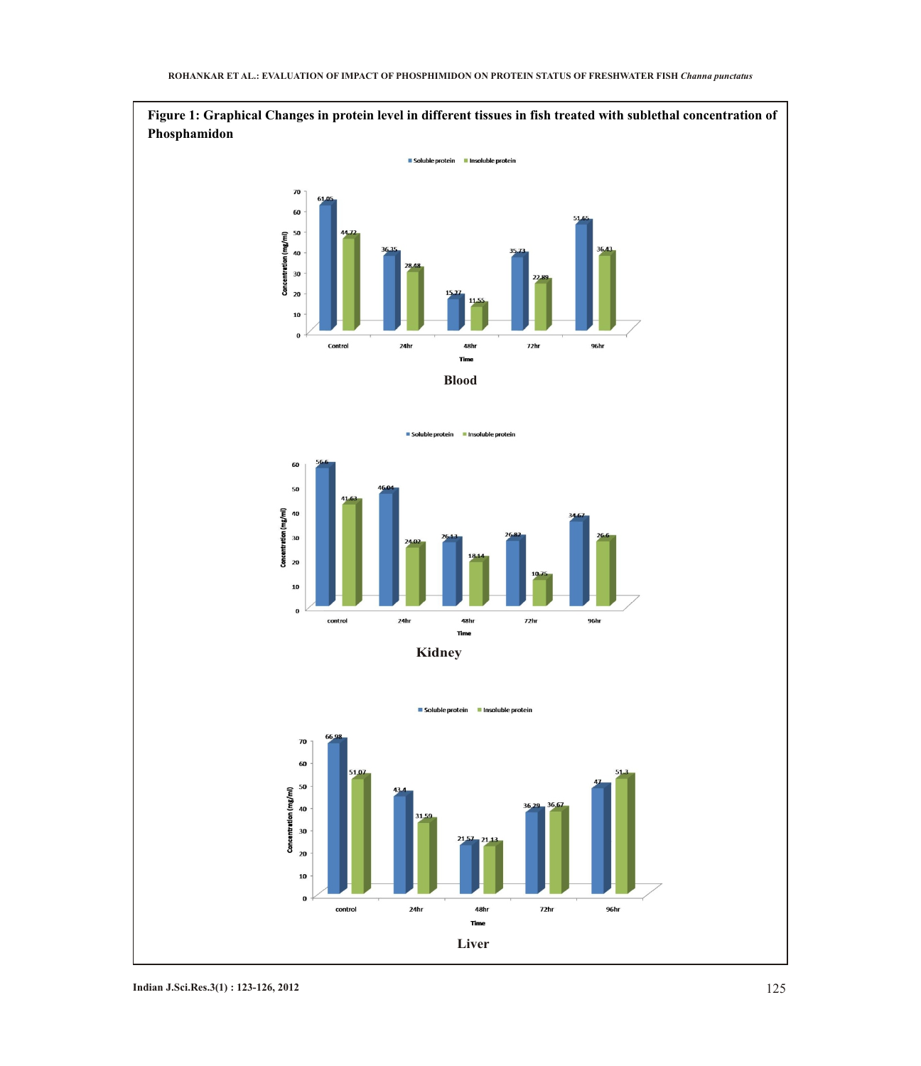**Figure 1: Graphical Changes in protein level in different tissues in fish treated with sublethal concentration of Phosphamidon**

Blood

Kidney

Liver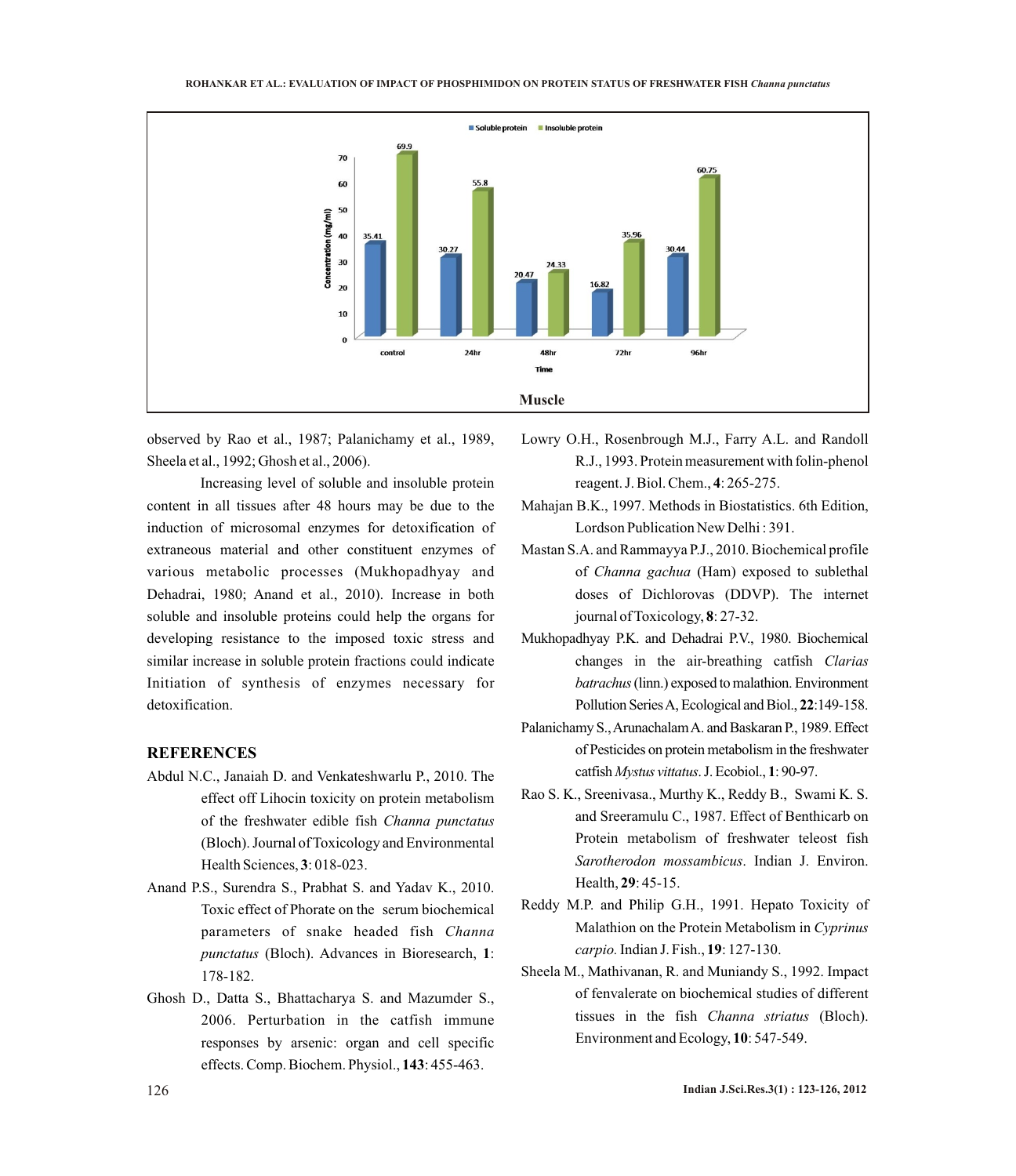Soluble protein
Insoluble protein

Concentration (mg/ml)

70
60
50
40
30
20
10
0

35.41
69.9
30.27
55.8
20.47
24.33
16.82
35.96
30.44
60.75

control
24hr
48hr
72hr
96hr

Time

Muscle

observed by Rao et al., 1987; Palanichamy et al., 1989, Sheela et al., 1992; Ghosh et al., 2006).

Increasing level of soluble and insoluble protein content in all tissues after 48 hours may be due to the induction of microsomal enzymes for detoxification of extraneous material and other constituent enzymes of various metabolic processes (Mukhopadhyay and Dehadrai, 1980; Anand et al., 2010). Increase in both soluble and insoluble proteins could help the organs for developing resistance to the imposed toxic stress and similar increase in soluble protein fractions could indicate Initiation of synthesis of enzymes necessary for detoxification.

## REFERENCES

Abdul N.C., Janaiah D. and Venkateshwarlu P., 2010. The effect off Lihocin toxicity on protein metabolism of the freshwater edible fish *Channa punctatus* (Bloch). Journal of Toxicology and Environmental Health Sciences, **3**: 018-023.

Anand P.S., Surendra S., Prabhat S. and Yadav K., 2010. Toxic effect of Phorate on the serum biochemical parameters of snake headed fish *Channa punctatus* (Bloch). Advances in Bioresearch, **1**: 178-182.

Ghosh D., Datta S., Bhattacharya S. and Mazumder S., 2006. Perturbation in the catfish immune responses by arsenic: organ and cell specific effects. Comp. Biochem. Physiol., **143**: 455-463.

Lowry O.H., Rosenbrough M.J., Farry A.L. and Randoll R.J., 1993. Protein measurement with folin-phenol reagent. J. Biol. Chem., **4**: 265-275.

Mahajan B.K., 1997. Methods in Biostatistics. 6th Edition, Lordson Publication New Delhi : 391.

Mastan S.A. and Rammayya P.J., 2010. Biochemical profile of *Channa gachua* (Ham) exposed to sublethal doses of Dichlorovas (DDVP). The internet journal of Toxicology, **8**: 27-32.

Mukhopadhyay P.K. and Dehadrai P.V., 1980. Biochemical changes in the air-breathing catfish *Clarias batrachus* (linn.) exposed to malathion. Environment Pollution Series A, Ecological and Biol., **22**:149-158.

Palanichamy S., Arunachalam A. and Baskaran P., 1989. Effect of Pesticides on protein metabolism in the freshwater catfish *Mystus vittatus*. J. Ecobiol., **1**: 90-97.

Rao S. K., Sreenivasa., Murthy K., Reddy B., Swami K. S. and Sreeramulu C., 1987. Effect of Benthicarb on Protein metabolism of freshwater teleost fish *Sarotherodon mossambicus*. Indian J. Environ. Health, **29**: 45-15.

Reddy M.P. and Philip G.H., 1991. Hepato Toxicity of Malathion on the Protein Metabolism in *Cyprinus carpio.* Indian J. Fish., **19**: 127-130.

Sheela M., Mathivanan, R. and Muniandy S., 1992. Impact of fenvalerate on biochemical studies of different tissues in the fish *Channa striatus* (Bloch). Environment and Ecology, **10**: 547-549.